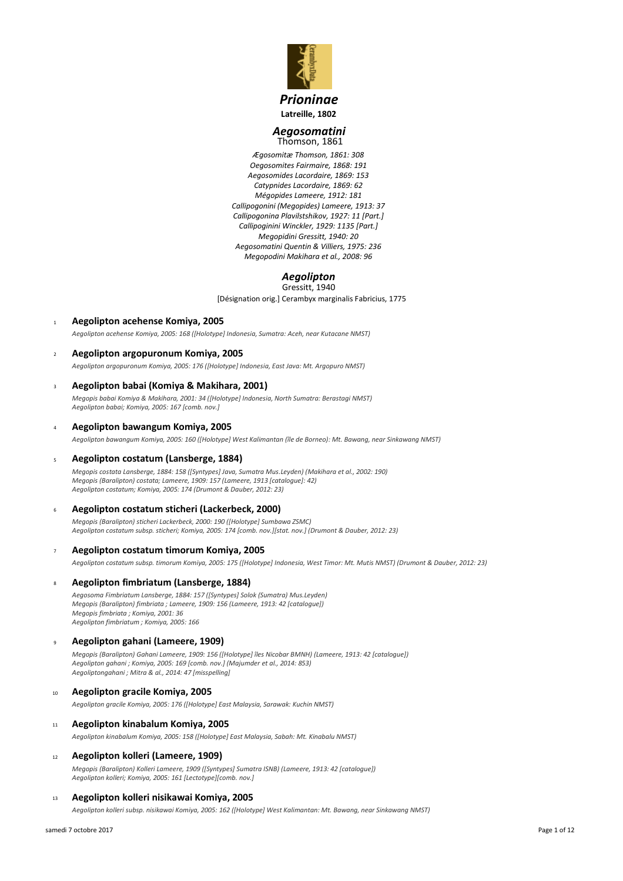# *Prioninae*

**Latreille, 1802**

## *Aegosomatini*

Thomson, 1861

*Ægosomitæ Thomson, 1861: 308*
*Oegosomites Fairmaire, 1868: 191*
*Aegosomides Lacordaire, 1869: 153*
*Catypnides Lacordaire, 1869: 62*
*Mégopides Lameere, 1912: 181*
*Callipogonini (Megopides) Lameere, 1913: 37*
*Callipogonina Plavilstshikov, 1927: 11 [Part.]*
*Callipoginini Winckler, 1929: 1135 [Part.]*
*Megopidini Gressitt, 1940: 20*
*Aegosomatini Quentin & Villiers, 1975: 236*
*Megopodini Makihara et al., 2008: 96*

### *Aegolipton*

Gressitt, 1940

[Désignation orig.] Cerambyx marginalis Fabricius, 1775

1 **Aegolipton acehense Komiya, 2005**

*Aegolipton acehense Komiya, 2005: 168 ([Holotype] Indonesia, Sumatra: Aceh, near Kutacane NMST)*

2 **Aegolipton argopuronum Komiya, 2005**

*Aegolipton argopuronum Komiya, 2005: 176 ([Holotype] Indonesia, East Java: Mt. Argopuro NMST)*

3 **Aegolipton babai (Komiya & Makihara, 2001)**

*Megopis babai Komiya & Makihara, 2001: 34 ([Holotype] Indonesia, North Sumatra: Berastagi NMST)*
*Aegolipton babai; Komiya, 2005: 167 [comb. nov.]*

4 **Aegolipton bawangum Komiya, 2005**

*Aegolipton bawangum Komiya, 2005: 160 ([Holotype] West Kalimantan (île de Borneo): Mt. Bawang, near Sinkawang NMST)*

5 **Aegolipton costatum (Lansberge, 1884)**

*Megopis costata Lansberge, 1884: 158 ([Syntypes] Java, Sumatra Mus.Leyden) (Makihara et al., 2002: 190)*
*Megopis (Baralipton) costata; Lameere, 1909: 157 (Lameere, 1913 [catalogue]: 42)*
*Aegolipton costatum; Komiya, 2005: 174 (Drumont & Dauber, 2012: 23)*

6 **Aegolipton costatum sticheri (Lackerbeck, 2000)**

*Megopis (Baralipton) sticheri Lackerbeck, 2000: 190 ([Holotype] Sumbawa ZSMC)*
*Aegolipton costatum subsp. sticheri; Komiya, 2005: 174 [comb. nov.][stat. nov.] (Drumont & Dauber, 2012: 23)*

7 **Aegolipton costatum timorum Komiya, 2005**

*Aegolipton costatum subsp. timorum Komiya, 2005: 175 ([Holotype] Indonesia, West Timor: Mt. Mutis NMST) (Drumont & Dauber, 2012: 23)*

8 **Aegolipton fimbriatum (Lansberge, 1884)**

*Aegosoma Fimbriatum Lansberge, 1884: 157 ([Syntypes] Solok (Sumatra) Mus.Leyden)*
*Megopis (Baralipton) fimbriata ; Lameere, 1909: 156 (Lameere, 1913: 42 [catalogue])*
*Megopis fimbriata ; Komiya, 2001: 36*
*Aegolipton fimbriatum ; Komiya, 2005: 166*

9 **Aegolipton gahani (Lameere, 1909)**

*Megopis (Baralipton) Gahani Lameere, 1909: 156 ([Holotype] îles Nicobar BMNH) (Lameere, 1913: 42 [catalogue])*
*Aegolipton gahani ; Komiya, 2005: 169 [comb. nov.] (Majumder et al., 2014: 853)*
*Aegoliptongahani ; Mitra & al., 2014: 47 [misspelling]*

10 **Aegolipton gracile Komiya, 2005**

*Aegolipton gracile Komiya, 2005: 176 ([Holotype] East Malaysia, Sarawak: Kuchin NMST)*

11 **Aegolipton kinabalum Komiya, 2005**

*Aegolipton kinabalum Komiya, 2005: 158 ([Holotype] East Malaysia, Sabah: Mt. Kinabalu NMST)*

12 **Aegolipton kolleri (Lameere, 1909)**

*Megopis (Baralipton) Kolleri Lameere, 1909 ([Syntypes] Sumatra ISNB) (Lameere, 1913: 42 [catalogue])*
*Aegolipton kolleri; Komiya, 2005: 161 [Lectotype][comb. nov.]*

13 **Aegolipton kolleri nisikawai Komiya, 2005**

*Aegolipton kolleri subsp. nisikawai Komiya, 2005: 162 ([Holotype] West Kalimantan: Mt. Bawang, near Sinkawang NMST)*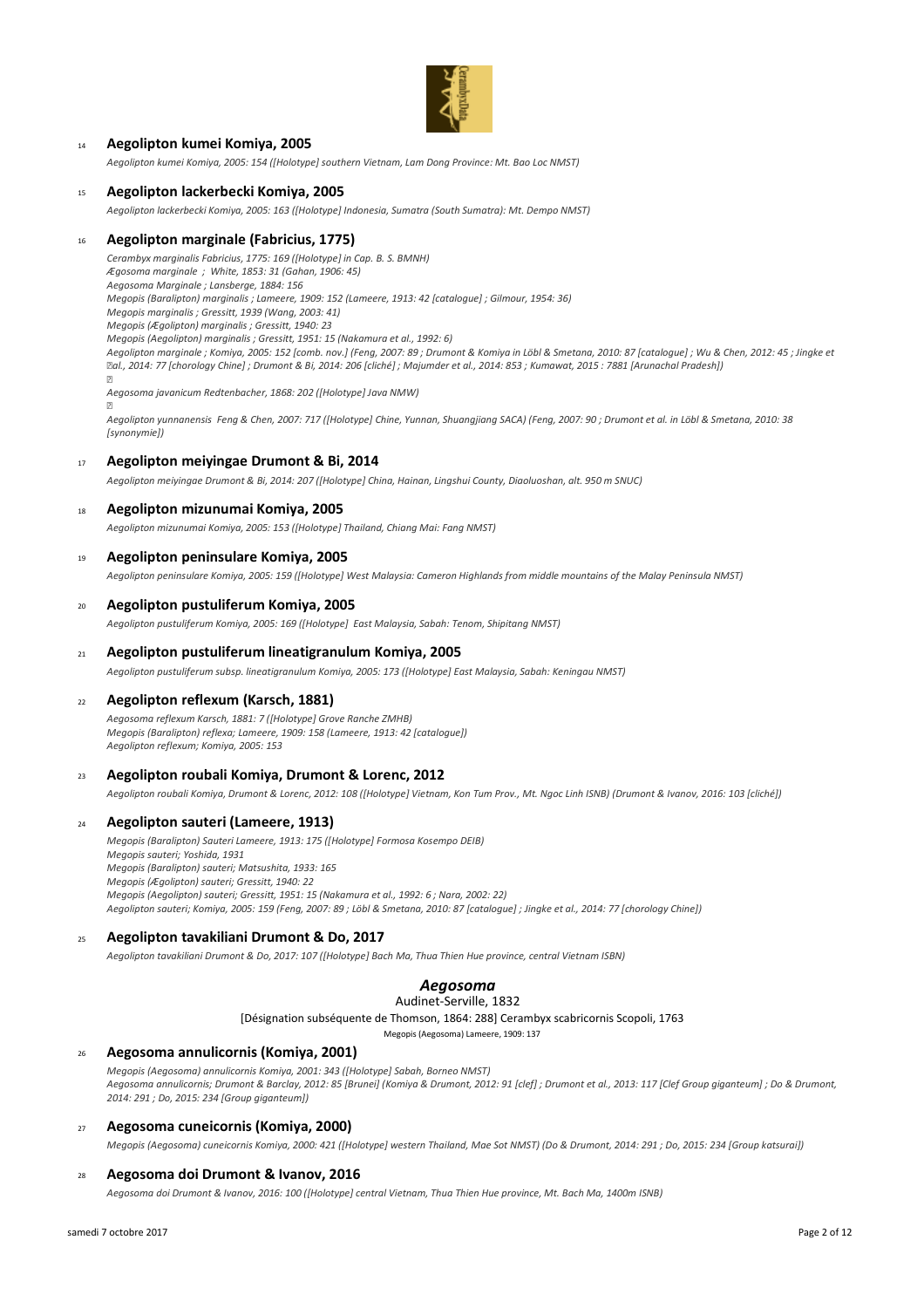14 **Aegolipton kumei Komiya, 2005**

*Aegolipton kumei Komiya, 2005: 154 ([Holotype] southern Vietnam, Lam Dong Province: Mt. Bao Loc NMST)*

15 **Aegolipton lackerbecki Komiya, 2005**

*Aegolipton lackerbecki Komiya, 2005: 163 ([Holotype] Indonesia, Sumatra (South Sumatra): Mt. Dempo NMST)*

16 **Aegolipton marginale (Fabricius, 1775)**

*Cerambyx marginalis Fabricius, 1775: 169 ([Holotype] in Cap. B. S. BMNH)*
*Ægosoma marginale ; White, 1853: 31 (Gahan, 1906: 45)*
*Aegosoma Marginale ; Lansberge, 1884: 156*
*Megopis (Baralipton) marginalis ; Lameere, 1909: 152 (Lameere, 1913: 42 [catalogue] ; Gilmour, 1954: 36)*
*Megopis marginalis ; Gressitt, 1939 (Wang, 2003: 41)*
*Megopis (Ægolipton) marginalis ; Gressitt, 1940: 23*
*Megopis (Aegolipton) marginalis ; Gressitt, 1951: 15 (Nakamura et al., 1992: 6)*
*Aegolipton marginale ; Komiya, 2005: 152 [comb. nov.] (Feng, 2007: 89 ; Drumont & Komiya in Löbl & Smetana, 2010: 87 [catalogue] ; Wu & Chen, 2012: 45 ; Jingke et al., 2014: 77 [chorology Chine] ; Drumont & Bi, 2014: 206 [cliché] ; Majumder et al., 2014: 853 ; Kumawat, 2015 : 7881 [Arunachal Pradesh])*

*Aegosoma javanicum Redtenbacher, 1868: 202 ([Holotype] Java NMW)*

*Aegolipton yunnanensis Feng & Chen, 2007: 717 ([Holotype] Chine, Yunnan, Shuangjiang SACA) (Feng, 2007: 90 ; Drumont et al. in Löbl & Smetana, 2010: 38 [synonymie])*

17 **Aegolipton meiyingae Drumont & Bi, 2014**

*Aegolipton meiyingae Drumont & Bi, 2014: 207 ([Holotype] China, Hainan, Lingshui County, Diaoluoshan, alt. 950 m SNUC)*

18 **Aegolipton mizunumai Komiya, 2005**

*Aegolipton mizunumai Komiya, 2005: 153 ([Holotype] Thailand, Chiang Mai: Fang NMST)*

19 **Aegolipton peninsulare Komiya, 2005**

*Aegolipton peninsulare Komiya, 2005: 159 ([Holotype] West Malaysia: Cameron Highlands from middle mountains of the Malay Peninsula NMST)*

20 **Aegolipton pustuliferum Komiya, 2005**

*Aegolipton pustuliferum Komiya, 2005: 169 ([Holotype] East Malaysia, Sabah: Tenom, Shipitang NMST)*

21 **Aegolipton pustuliferum lineatigranulum Komiya, 2005**

*Aegolipton pustuliferum subsp. lineatigranulum Komiya, 2005: 173 ([Holotype] East Malaysia, Sabah: Keningau NMST)*

22 **Aegolipton reflexum (Karsch, 1881)**

*Aegosoma reflexum Karsch, 1881: 7 ([Holotype] Grove Ranche ZMHB)*
*Megopis (Baralipton) reflexa; Lameere, 1909: 158 (Lameere, 1913: 42 [catalogue])*
*Aegolipton reflexum; Komiya, 2005: 153*

23 **Aegolipton roubali Komiya, Drumont & Lorenc, 2012**

*Aegolipton roubali Komiya, Drumont & Lorenc, 2012: 108 ([Holotype] Vietnam, Kon Tum Prov., Mt. Ngoc Linh ISNB) (Drumont & Ivanov, 2016: 103 [cliché])*

24 **Aegolipton sauteri (Lameere, 1913)**

*Megopis (Baralipton) Sauteri Lameere, 1913: 175 ([Holotype] Formosa Kosempo DEIB)*
*Megopis sauteri; Yoshida, 1931*
*Megopis (Baralipton) sauteri; Matsushita, 1933: 165*
*Megopis (Ægolipton) sauteri; Gressitt, 1940: 22*
*Megopis (Aegolipton) sauteri; Gressitt, 1951: 15 (Nakamura et al., 1992: 6 ; Nara, 2002: 22)*
*Aegolipton sauteri; Komiya, 2005: 159 (Feng, 2007: 89 ; Löbl & Smetana, 2010: 87 [catalogue] ; Jingke et al., 2014: 77 [chorology Chine])*

25 **Aegolipton tavakiliani Drumont & Do, 2017**

*Aegolipton tavakiliani Drumont & Do, 2017: 107 ([Holotype] Bach Ma, Thua Thien Hue province, central Vietnam ISBN)*

## *Aegosoma*

Audinet-Serville, 1832

[Désignation subséquente de Thomson, 1864: 288] Cerambyx scabricornis Scopoli, 1763

Megopis (Aegosoma) Lameere, 1909: 137

26 **Aegosoma annulicornis (Komiya, 2001)**

*Megopis (Aegosoma) annulicornis Komiya, 2001: 343 ([Holotype] Sabah, Borneo NMST)*
*Aegosoma annulicornis; Drumont & Barclay, 2012: 85 [Brunei] (Komiya & Drumont, 2012: 91 [clef] ; Drumont et al., 2013: 117 [Clef Group giganteum] ; Do & Drumont, 2014: 291 ; Do, 2015: 234 [Group giganteum])*

27 **Aegosoma cuneicornis (Komiya, 2000)**

*Megopis (Aegosoma) cuneicornis Komiya, 2000: 421 ([Holotype] western Thailand, Mae Sot NMST) (Do & Drumont, 2014: 291 ; Do, 2015: 234 [Group katsurai])*

28 **Aegosoma doi Drumont & Ivanov, 2016**

*Aegosoma doi Drumont & Ivanov, 2016: 100 ([Holotype] central Vietnam, Thua Thien Hue province, Mt. Bach Ma, 1400m ISNB)*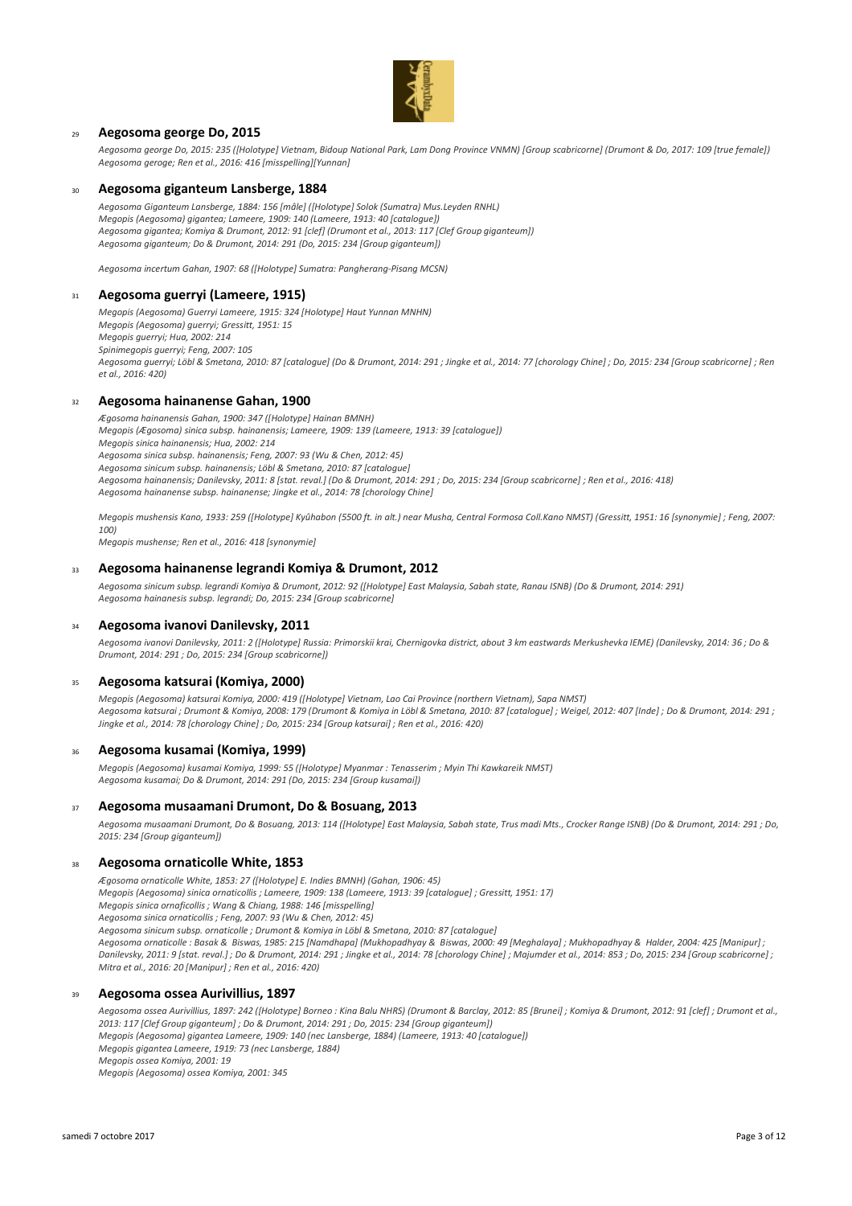## 29 Aegosoma george Do, 2015

*Aegosoma george Do, 2015: 235 ([Holotype] Vietnam, Bidoup National Park, Lam Dong Province VNMN) [Group scabricorne] (Drumont & Do, 2017: 109 [true female])*
*Aegosoma geroge; Ren et al., 2016: 416 [misspelling][Yunnan]*

## 30 Aegosoma giganteum Lansberge, 1884

*Aegosoma Giganteum Lansberge, 1884: 156 [mâle] ([Holotype] Solok (Sumatra) Mus.Leyden RNHL)*
*Megopis (Aegosoma) gigantea; Lameere, 1909: 140 (Lameere, 1913: 40 [catalogue])*
*Aegosoma gigantea; Komiya & Drumont, 2012: 91 [clef] (Drumont et al., 2013: 117 [Clef Group giganteum])*
*Aegosoma giganteum; Do & Drumont, 2014: 291 (Do, 2015: 234 [Group giganteum])*

*Aegosoma incertum Gahan, 1907: 68 ([Holotype] Sumatra: Pangherang-Pisang MCSN)*

## 31 Aegosoma guerryi (Lameere, 1915)

*Megopis (Aegosoma) Guerryi Lameere, 1915: 324 [Holotype] Haut Yunnan MNHN)*
*Megopis (Aegosoma) guerryi; Gressitt, 1951: 15*
*Megopis guerryi; Hua, 2002: 214*
*Spinimegopis guerryi; Feng, 2007: 105*
*Aegosoma guerryi; Löbl & Smetana, 2010: 87 [catalogue] (Do & Drumont, 2014: 291 ; Jingke et al., 2014: 77 [chorology Chine] ; Do, 2015: 234 [Group scabricorne] ; Ren et al., 2016: 420)*

## 32 Aegosoma hainanense Gahan, 1900

*Ægosoma hainanensis Gahan, 1900: 347 ([Holotype] Hainan BMNH)*
*Megopis (Ægosoma) sinica subsp. hainanensis; Lameere, 1909: 139 (Lameere, 1913: 39 [catalogue])*
*Megopis sinica hainanensis; Hua, 2002: 214*
*Aegosoma sinica subsp. hainanensis; Feng, 2007: 93 (Wu & Chen, 2012: 45)*
*Aegosoma sinicum subsp. hainanensis; Löbl & Smetana, 2010: 87 [catalogue]*
*Aegosoma hainanensis; Danilevsky, 2011: 8 [stat. reval.] (Do & Drumont, 2014: 291 ; Do, 2015: 234 [Group scabricorne] ; Ren et al., 2016: 418)*
*Aegosoma hainanense subsp. hainanense; Jingke et al., 2014: 78 [chorology Chine]*

*Megopis mushensis Kano, 1933: 259 ([Holotype] Kyûhabon (5500 ft. in alt.) near Musha, Central Formosa Coll.Kano NMST) (Gressitt, 1951: 16 [synonymie] ; Feng, 2007: 100)*
*Megopis mushense; Ren et al., 2016: 418 [synonymie]*

## 33 Aegosoma hainanense legrandi Komiya & Drumont, 2012

*Aegosoma sinicum subsp. legrandi Komiya & Drumont, 2012: 92 ([Holotype] East Malaysia, Sabah state, Ranau ISNB) (Do & Drumont, 2014: 291)*
*Aegosoma hainanesis subsp. legrandi; Do, 2015: 234 [Group scabricorne]*

## 34 Aegosoma ivanovi Danilevsky, 2011

*Aegosoma ivanovi Danilevsky, 2011: 2 ([Holotype] Russia: Primorskii krai, Chernigovka district, about 3 km eastwards Merkushevka IEME) (Danilevsky, 2014: 36 ; Do & Drumont, 2014: 291 ; Do, 2015: 234 [Group scabricorne])*

## 35 Aegosoma katsurai (Komiya, 2000)

*Megopis (Aegosoma) katsurai Komiya, 2000: 419 ([Holotype] Vietnam, Lao Cai Province (northern Vietnam), Sapa NMST)*
*Aegosoma katsurai ; Drumont & Komiya, 2008: 179 (Drumont & Komiya in Löbl & Smetana, 2010: 87 [catalogue] ; Weigel, 2012: 407 [Inde] ; Do & Drumont, 2014: 291 ; Jingke et al., 2014: 78 [chorology Chine] ; Do, 2015: 234 [Group katsurai] ; Ren et al., 2016: 420)*

## 36 Aegosoma kusamai (Komiya, 1999)

*Megopis (Aegosoma) kusamai Komiya, 1999: 55 ([Holotype] Myanmar : Tenasserim ; Myin Thi Kawkareik NMST)*
*Aegosoma kusamai; Do & Drumont, 2014: 291 (Do, 2015: 234 [Group kusamai])*

## 37 Aegosoma musaamani Drumont, Do & Bosuang, 2013

*Aegosoma musaamani Drumont, Do & Bosuang, 2013: 114 ([Holotype] East Malaysia, Sabah state, Trus madi Mts., Crocker Range ISNB) (Do & Drumont, 2014: 291 ; Do, 2015: 234 [Group giganteum])*

## 38 Aegosoma ornaticolle White, 1853

*Ægosoma ornaticolle White, 1853: 27 ([Holotype] E. Indies BMNH) (Gahan, 1906: 45)*
*Megopis (Aegosoma) sinica ornaticollis ; Lameere, 1909: 138 (Lameere, 1913: 39 [catalogue] ; Gressitt, 1951: 17)*
*Megopis sinica ornaficollis ; Wang & Chiang, 1988: 146 [misspelling]*
*Aegosoma sinica ornaticollis ; Feng, 2007: 93 (Wu & Chen, 2012: 45)*
*Aegosoma sinicum subsp. ornaticolle ; Drumont & Komiya in Löbl & Smetana, 2010: 87 [catalogue]*
*Aegosoma ornaticolle : Basak & Biswas, 1985: 215 [Namdhapa] (Mukhopadhyay & Biswas, 2000: 49 [Meghalaya] ; Mukhopadhyay & Halder, 2004: 425 [Manipur] ; Danilevsky, 2011: 9 [stat. reval.] ; Do & Drumont, 2014: 291 ; Jingke et al., 2014: 78 [chorology Chine] ; Majumder et al., 2014: 853 ; Do, 2015: 234 [Group scabricorne] ; Mitra et al., 2016: 20 [Manipur] ; Ren et al., 2016: 420)*

## 39 Aegosoma ossea Aurivillius, 1897

*Aegosoma ossea Aurivillius, 1897: 242 ([Holotype] Borneo : Kina Balu NHRS) (Drumont & Barclay, 2012: 85 [Brunei] ; Komiya & Drumont, 2012: 91 [clef] ; Drumont et al., 2013: 117 [Clef Group giganteum] ; Do & Drumont, 2014: 291 ; Do, 2015: 234 [Group giganteum])*
*Megopis (Aegosoma) gigantea Lameere, 1909: 140 (nec Lansberge, 1884) (Lameere, 1913: 40 [catalogue])*
*Megopis gigantea Lameere, 1919: 73 (nec Lansberge, 1884)*
*Megopis ossea Komiya, 2001: 19*
*Megopis (Aegosoma) ossea Komiya, 2001: 345*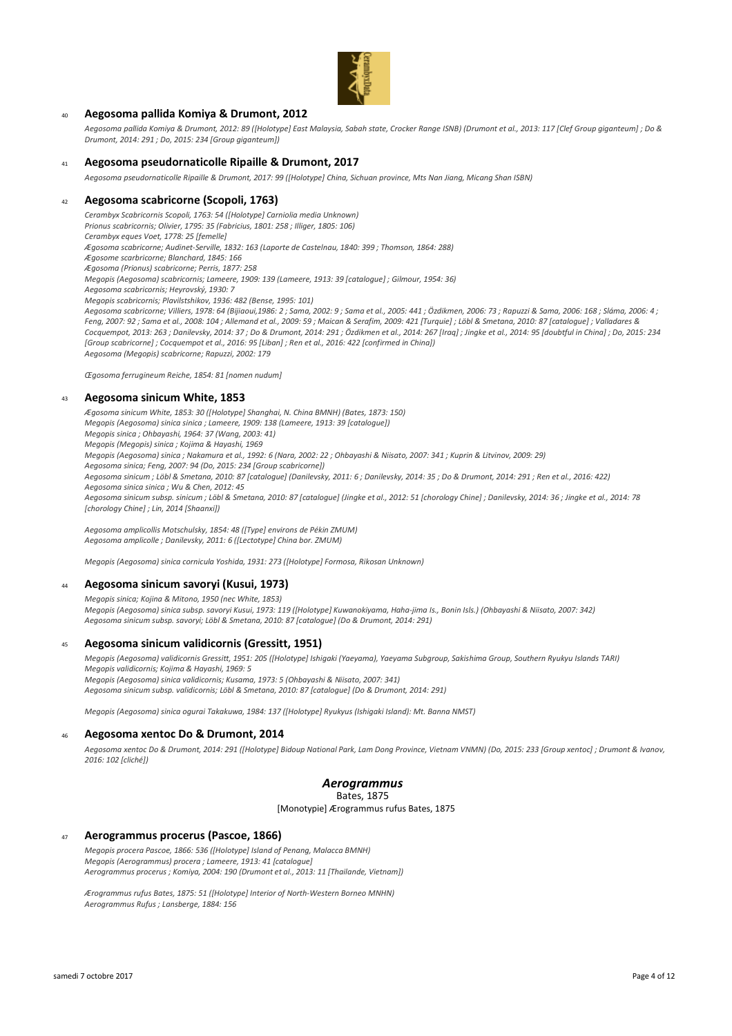40 **Aegosoma pallida Komiya & Drumont, 2012**

*Aegosoma pallida Komiya & Drumont, 2012: 89 ([Holotype] East Malaysia, Sabah state, Crocker Range ISNB) (Drumont et al., 2013: 117 [Clef Group giganteum] ; Do & Drumont, 2014: 291 ; Do, 2015: 234 [Group giganteum])*

41 **Aegosoma pseudornaticolle Ripaille & Drumont, 2017**

*Aegosoma pseudornaticolle Ripaille & Drumont, 2017: 99 ([Holotype] China, Sichuan province, Mts Nan Jiang, Micang Shan ISBN)*

42 **Aegosoma scabricorne (Scopoli, 1763)**

*Cerambyx Scabricornis Scopoli, 1763: 54 ([Holotype] Carniolia media Unknown)*
*Prionus scabricornis; Olivier, 1795: 35 (Fabricius, 1801: 258 ; Illiger, 1805: 106)*
*Cerambyx eques Voet, 1778: 25 [femelle]*
*Ægosoma scabricorne; Audinet-Serville, 1832: 163 (Laporte de Castelnau, 1840: 399 ; Thomson, 1864: 288)*
*Ægosome scarbricorne; Blanchard, 1845: 166*
*Ægosoma (Prionus) scabricorne; Perris, 1877: 258*
*Megopis (Aegosoma) scabricornis; Lameere, 1909: 139 (Lameere, 1913: 39 [catalogue] ; Gilmour, 1954: 36)*
*Aegosoma scabricornis; Heyrovský, 1930: 7*
*Megopis scabricornis; Plavilstshikov, 1936: 482 (Bense, 1995: 101)*
*Aegosoma scabricorne; Villiers, 1978: 64 (Bijiaoui,1986: 2 ; Sama, 2002: 9 ; Sama et al., 2005: 441 ; Özdikmen, 2006: 73 ; Rapuzzi & Sama, 2006: 168 ; Sláma, 2006: 4 ; Feng, 2007: 92 ; Sama et al., 2008: 104 ; Allemand et al., 2009: 59 ; Maican & Serafim, 2009: 421 [Turquie] ; Löbl & Smetana, 2010: 87 [catalogue] ; Valladares & Cocquempot, 2013: 263 ; Danilevsky, 2014: 37 ; Do & Drumont, 2014: 291 ; Özdikmen et al., 2014: 267 [Iraq] ; Jingke et al., 2014: 95 [doubtful in China] ; Do, 2015: 234 [Group scabricorne] ; Cocquempot et al., 2016: 95 [Liban] ; Ren et al., 2016: 422 [confirmed in China])*
*Aegosoma (Megopis) scabricorne; Rapuzzi, 2002: 179*

*Œgosoma ferrugineum Reiche, 1854: 81 [nomen nudum]*

43 **Aegosoma sinicum White, 1853**

*Ægosoma sinicum White, 1853: 30 ([Holotype] Shanghai, N. China BMNH) (Bates, 1873: 150)*
*Megopis (Aegosoma) sinica sinica ; Lameere, 1909: 138 (Lameere, 1913: 39 [catalogue])*
*Megopis sinica ; Ohbayashi, 1964: 37 (Wang, 2003: 41)*
*Megopis (Megopis) sinica ; Kojima & Hayashi, 1969*
*Megopis (Aegosoma) sinica ; Nakamura et al., 1992: 6 (Nara, 2002: 22 ; Ohbayashi & Niisato, 2007: 341 ; Kuprin & Litvinov, 2009: 29)*
*Aegosoma sinica; Feng, 2007: 94 (Do, 2015: 234 [Group scabricorne])*
*Aegosoma sinicum ; Löbl & Smetana, 2010: 87 [catalogue] (Danilevsky, 2011: 6 ; Danilevsky, 2014: 35 ; Do & Drumont, 2014: 291 ; Ren et al., 2016: 422)*
*Aegosoma sinica sinica ; Wu & Chen, 2012: 45*
*Aegosoma sinicum subsp. sinicum ; Löbl & Smetana, 2010: 87 [catalogue] (Jingke et al., 2012: 51 [chorology Chine] ; Danilevsky, 2014: 36 ; Jingke et al., 2014: 78 [chorology Chine] ; Lin, 2014 [Shaanxi])*

*Aegosoma amplicollis Motschulsky, 1854: 48 ([Type] environs de Pékin ZMUM)*
*Aegosoma amplicolle ; Danilevsky, 2011: 6 ([Lectotype] China bor. ZMUM)*

*Megopis (Aegosoma) sinica cornicula Yoshida, 1931: 273 ([Holotype] Formosa, Rikosan Unknown)*

44 **Aegosoma sinicum savoryi (Kusui, 1973)**

*Megopis sinica; Kojina & Mitono, 1950 (nec White, 1853)*
*Megopis (Aegosoma) sinica subsp. savoryi Kusui, 1973: 119 ([Holotype] Kuwanokiyama, Haha-jima Is., Bonin Isls.) (Ohbayashi & Niisato, 2007: 342)*
*Aegosoma sinicum subsp. savoryi; Löbl & Smetana, 2010: 87 [catalogue] (Do & Drumont, 2014: 291)*

45 **Aegosoma sinicum validicornis (Gressitt, 1951)**

*Megopis (Aegosoma) validicornis Gressitt, 1951: 205 ([Holotype] Ishigaki (Yaeyama), Yaeyama Subgroup, Sakishima Group, Southern Ryukyu Islands TARI)*
*Megopis validicornis; Kojima & Hayashi, 1969: 5*
*Megopis (Aegosoma) sinica validicornis; Kusama, 1973: 5 (Ohbayashi & Niisato, 2007: 341)*
*Aegosoma sinicum subsp. validicornis; Löbl & Smetana, 2010: 87 [catalogue] (Do & Drumont, 2014: 291)*

*Megopis (Aegosoma) sinica ogurai Takakuwa, 1984: 137 ([Holotype] Ryukyus (Ishigaki Island): Mt. Banna NMST)*

46 **Aegosoma xentoc Do & Drumont, 2014**

*Aegosoma xentoc Do & Drumont, 2014: 291 ([Holotype] Bidoup National Park, Lam Dong Province, Vietnam VNMN) (Do, 2015: 233 [Group xentoc] ; Drumont & Ivanov, 2016: 102 [cliché])*

## *Aerogrammus*

Bates, 1875

[Monotypie] Ærogrammus rufus Bates, 1875

47 **Aerogrammus procerus (Pascoe, 1866)**

*Megopis procera Pascoe, 1866: 536 ([Holotype] Island of Penang, Malacca BMNH)*
*Megopis (Aerogrammus) procera ; Lameere, 1913: 41 [catalogue]*
*Aerogrammus procerus ; Komiya, 2004: 190 (Drumont et al., 2013: 11 [Thailande, Vietnam])*

*Ærogrammus rufus Bates, 1875: 51 ([Holotype] Interior of North-Western Borneo MNHN)*
*Aerogrammus Rufus ; Lansberge, 1884: 156*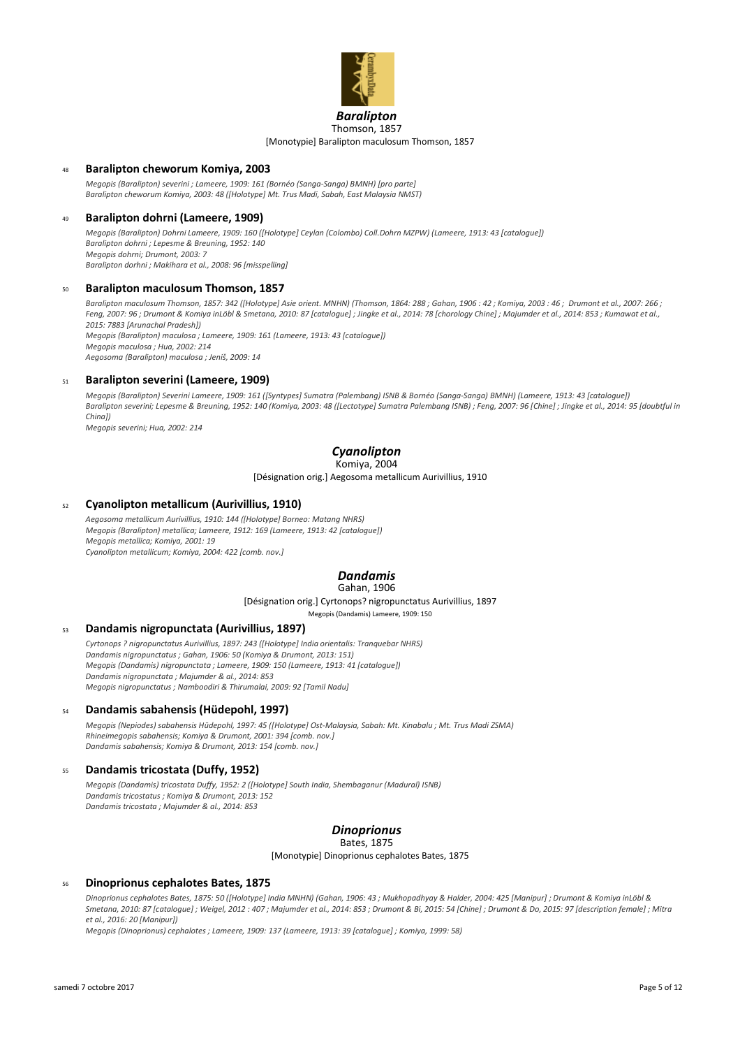## *Baralipton*

Thomson, 1857

[Monotypie] Baralipton maculosum Thomson, 1857

### 48 Baralipton cheworum Komiya, 2003

*Megopis (Baralipton) severini ; Lameere, 1909: 161 (Bornéo (Sanga-Sanga) BMNH) [pro parte]*
*Baralipton cheworum Komiya, 2003: 48 ([Holotype] Mt. Trus Madi, Sabah, East Malaysia NMST)*

### 49 Baralipton dohrni (Lameere, 1909)

*Megopis (Baralipton) Dohrni Lameere, 1909: 160 ([Holotype] Ceylan (Colombo) Coll.Dohrn MZPW) (Lameere, 1913: 43 [catalogue])*
*Baralipton dohrni ; Lepesme & Breuning, 1952: 140*
*Megopis dohrni; Drumont, 2003: 7*
*Baralipton dorhni ; Makihara et al., 2008: 96 [misspelling]*

### 50 Baralipton maculosum Thomson, 1857

*Baralipton maculosum Thomson, 1857: 342 ([Holotype] Asie orient. MNHN) (Thomson, 1864: 288 ; Gahan, 1906 : 42 ; Komiya, 2003 : 46 ; Drumont et al., 2007: 266 ; Feng, 2007: 96 ; Drumont & Komiya inLöbl & Smetana, 2010: 87 [catalogue] ; Jingke et al., 2014: 78 [chorology Chine] ; Majumder et al., 2014: 853 ; Kumawat et al., 2015: 7883 [Arunachal Pradesh])*
*Megopis (Baralipton) maculosa ; Lameere, 1909: 161 (Lameere, 1913: 43 [catalogue])*
*Megopis maculosa ; Hua, 2002: 214*
*Aegosoma (Baralipton) maculosa ; Jeniš, 2009: 14*

### 51 Baralipton severini (Lameere, 1909)

*Megopis (Baralipton) Severini Lameere, 1909: 161 ([Syntypes] Sumatra (Palembang) ISNB & Bornéo (Sanga-Sanga) BMNH) (Lameere, 1913: 43 [catalogue])*
*Baralipton severini; Lepesme & Breuning, 1952: 140 (Komiya, 2003: 48 ([Lectotype] Sumatra Palembang ISNB) ; Feng, 2007: 96 [Chine] ; Jingke et al., 2014: 95 [doubtful in China])*
*Megopis severini; Hua, 2002: 214*

## *Cyanolipton*

Komiya, 2004

[Désignation orig.] Aegosoma metallicum Aurivillius, 1910

### 52 Cyanolipton metallicum (Aurivillius, 1910)

*Aegosoma metallicum Aurivillius, 1910: 144 ([Holotype] Borneo: Matang NHRS)*
*Megopis (Baralipton) metallica; Lameere, 1912: 169 (Lameere, 1913: 42 [catalogue])*
*Megopis metallica; Komiya, 2001: 19*
*Cyanolipton metallicum; Komiya, 2004: 422 [comb. nov.]*

## *Dandamis*

Gahan, 1906

[Désignation orig.] Cyrtonops? nigropunctatus Aurivillius, 1897

Megopis (Dandamis) Lameere, 1909: 150

### 53 Dandamis nigropunctata (Aurivillius, 1897)

*Cyrtonops ? nigropunctatus Aurivillius, 1897: 243 ([Holotype] India orientalis: Tranquebar NHRS)*
*Dandamis nigropunctatus ; Gahan, 1906: 50 (Komiya & Drumont, 2013: 151)*
*Megopis (Dandamis) nigropunctata ; Lameere, 1909: 150 (Lameere, 1913: 41 [catalogue])*
*Dandamis nigropunctata ; Majumder & al., 2014: 853*
*Megopis nigropunctatus ; Namboodiri & Thirumalai, 2009: 92 [Tamil Nadu]*

### 54 Dandamis sabahensis (Hüdepohl, 1997)

*Megopis (Nepiodes) sabahensis Hüdepohl, 1997: 45 ([Holotype] Ost-Malaysia, Sabah: Mt. Kinabalu ; Mt. Trus Madi ZSMA)*
*Rhineimegopis sabahensis; Komiya & Drumont, 2001: 394 [comb. nov.]*
*Dandamis sabahensis; Komiya & Drumont, 2013: 154 [comb. nov.]*

### 55 Dandamis tricostata (Duffy, 1952)

*Megopis (Dandamis) tricostata Duffy, 1952: 2 ([Holotype] South India, Shembaganur (Madura)) ISNB)*
*Dandamis tricostatus ; Komiya & Drumont, 2013: 152*
*Dandamis tricostata ; Majumder & al., 2014: 853*

## *Dinoprionus*

Bates, 1875

[Monotypie] Dinoprionus cephalotes Bates, 1875

### 56 Dinoprionus cephalotes Bates, 1875

*Dinoprionus cephalotes Bates, 1875: 50 ([Holotype] India MNHN) (Gahan, 1906: 43 ; Mukhopadhyay & Halder, 2004: 425 [Manipur] ; Drumont & Komiya inLöbl & Smetana, 2010: 87 [catalogue] ; Weigel, 2012 : 407 ; Majumder et al., 2014: 853 ; Drumont & Bi, 2015: 54 [Chine] ; Drumont & Do, 2015: 97 [description female] ; Mitra et al., 2016: 20 [Manipur])*
*Megopis (Dinoprionus) cephalotes ; Lameere, 1909: 137 (Lameere, 1913: 39 [catalogue] ; Komiya, 1999: 58)*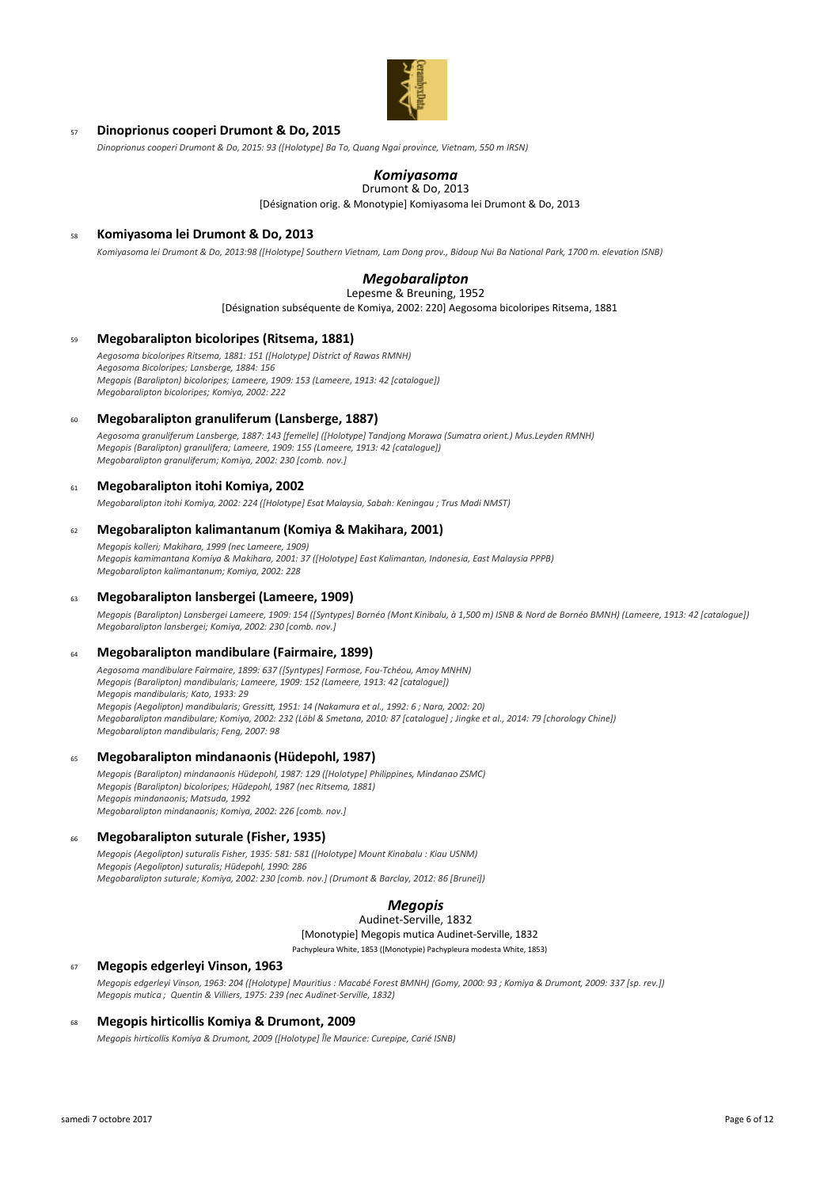57 **Dinoprionus cooperi Drumont & Do, 2015**

*Dinoprionus cooperi Drumont & Do, 2015: 93 ([Holotype] Ba To, Quang Ngai province, Vietnam, 550 m IRSN)*

## *Komiyasoma*

Drumont & Do, 2013

[Désignation orig. & Monotypie] Komiyasoma lei Drumont & Do, 2013

58 **Komiyasoma lei Drumont & Do, 2013**

*Komiyasoma lei Drumont & Do, 2013:98 ([Holotype] Southern Vietnam, Lam Dong prov., Bidoup Nui Ba National Park, 1700 m. elevation ISNB)*

## *Megobaralipton*

Lepesme & Breuning, 1952

[Désignation subséquente de Komiya, 2002: 220] Aegosoma bicoloripes Ritsema, 1881

59 **Megobaralipton bicoloripes (Ritsema, 1881)**

*Aegosoma bicoloripes Ritsema, 1881: 151 ([Holotype] District of Rawas RMNH)*
*Aegosoma Bicoloripes; Lansberge, 1884: 156*
*Megopis (Baralipton) bicoloripes; Lameere, 1909: 153 (Lameere, 1913: 42 [catalogue])*
*Megobaralipton bicoloripes; Komiya, 2002: 222*

60 **Megobaralipton granuliferum (Lansberge, 1887)**

*Aegosoma granuliferum Lansberge, 1887: 143 [femelle] ([Holotype] Tandjong Morawa (Sumatra orient.) Mus.Leyden RMNH)*
*Megopis (Baralipton) granulifera; Lameere, 1909: 155 (Lameere, 1913: 42 [catalogue])*
*Megobaralipton granuliferum; Komiya, 2002: 230 [comb. nov.]*

61 **Megobaralipton itohi Komiya, 2002**

*Megobaralipton itohi Komiya, 2002: 224 ([Holotype] Esat Malaysia, Sabah: Keningau ; Trus Madi NMST)*

62 **Megobaralipton kalimantanum (Komiya & Makihara, 2001)**

*Megopis kolleri; Makihara, 1999 (nec Lameere, 1909)*
*Megopis kamimantana Komiya & Makihara, 2001: 37 ([Holotype] East Kalimantan, Indonesia, East Malaysia PPPB)*
*Megobaralipton kalimantanum; Komiya, 2002: 228*

63 **Megobaralipton lansbergei (Lameere, 1909)**

*Megopis (Baralipton) Lansbergei Lameere, 1909: 154 ([Syntypes] Bornéo (Mont Kinibalu, à 1,500 m) ISNB & Nord de Bornéo BMNH) (Lameere, 1913: 42 [catalogue])*
*Megobaralipton lansbergei; Komiya, 2002: 230 [comb. nov.]*

64 **Megobaralipton mandibulare (Fairmaire, 1899)**

*Aegosoma mandibulare Fairmaire, 1899: 637 ([Syntypes] Formose, Fou-Tchéou, Amoy MNHN)*
*Megopis (Baralipton) mandibularis; Lameere, 1909: 152 (Lameere, 1913: 42 [catalogue])*
*Megopis mandibularis; Kato, 1933: 29*
*Megopis (Aegolipton) mandibularis; Gressitt, 1951: 14 (Nakamura et al., 1992: 6 ; Nara, 2002: 20)*
*Megobaralipton mandibulare; Komiya, 2002: 232 (Löbl & Smetana, 2010: 87 [catalogue] ; Jingke et al., 2014: 79 [chorology Chine])*
*Megobaralipton mandibularis; Feng, 2007: 98*

65 **Megobaralipton mindanaonis (Hüdepohl, 1987)**

*Megopis (Baralipton) mindanaonis Hüdepohl, 1987: 129 ([Holotype] Philippines, Mindanao ZSMC)*
*Megopis (Baralipton) bicoloripes; Hüdepohl, 1987 (nec Ritsema, 1881)*
*Megopis mindanaonis; Matsuda, 1992*
*Megobaralipton mindanaonis; Komiya, 2002: 226 [comb. nov.]*

66 **Megobaralipton suturale (Fisher, 1935)**

*Megopis (Aegolipton) suturalis Fisher, 1935: 581: 581 ([Holotype] Mount Kinabalu : Kiau USNM)*
*Megopis (Aegolipton) suturalis; Hüdepohl, 1990: 286*
*Megobaralipton suturale; Komiya, 2002: 230 [comb. nov.] (Drumont & Barclay, 2012: 86 [Brunei])*

## *Megopis*

Audinet-Serville, 1832

[Monotypie] Megopis mutica Audinet-Serville, 1832

Pachypleura White, 1853 ([Monotypie] Pachypleura modesta White, 1853)

67 **Megopis edgerleyi Vinson, 1963**

*Megopis edgerleyi Vinson, 1963: 204 ([Holotype] Mauritius : Macabé Forest BMNH) (Gomy, 2000: 93 ; Komiya & Drumont, 2009: 337 [sp. rev.])*
*Megopis mutica ; Quentin & Villiers, 1975: 239 (nec Audinet-Serville, 1832)*

68 **Megopis hirticollis Komiya & Drumont, 2009**

*Megopis hirticollis Komiya & Drumont, 2009 ([Holotype] Île Maurice: Curepipe, Carié ISNB)*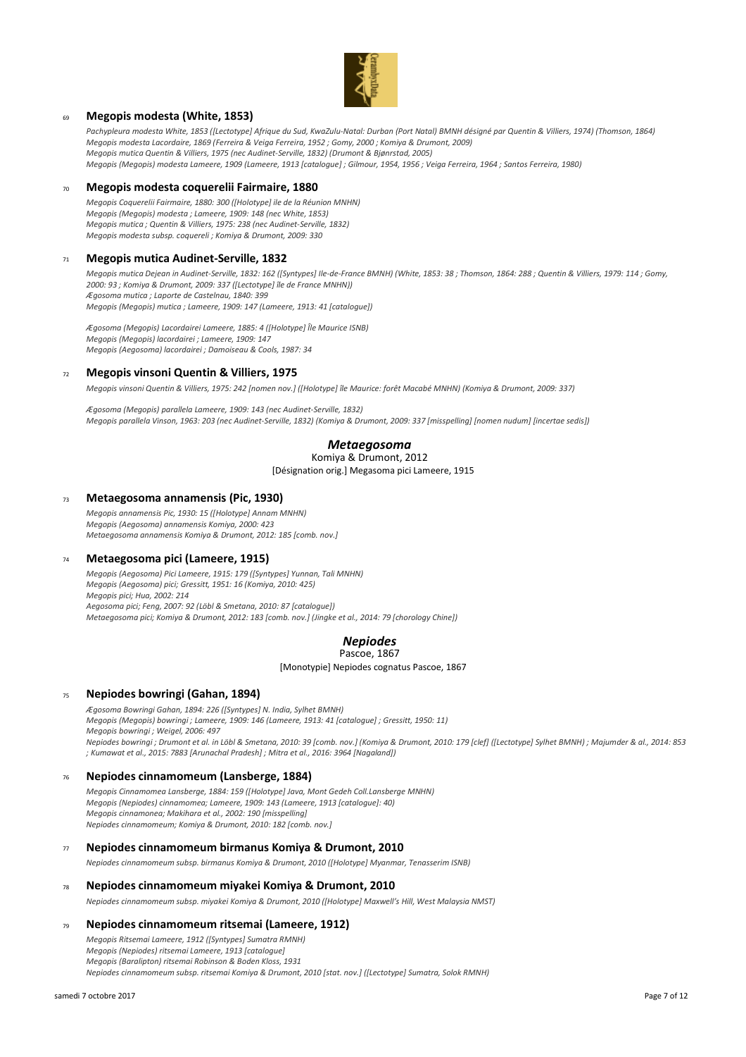### 69 **Megopis modesta (White, 1853)**

*Pachypleura modesta White, 1853 ([Lectotype] Afrique du Sud, KwaZulu-Natal: Durban (Port Natal) BMNH désigné par Quentin & Villiers, 1974) (Thomson, 1864)*
*Megopis modesta Lacordaire, 1869 (Ferreira & Veiga Ferreira, 1952 ; Gomy, 2000 ; Komiya & Drumont, 2009)*
*Megopis mutica Quentin & Villiers, 1975 (nec Audinet-Serville, 1832) (Drumont & Bjørnstad, 2005)*
*Megopis (Megopis) modesta Lameere, 1909 (Lameere, 1913 [catalogue] ; Gilmour, 1954, 1956 ; Veiga Ferreira, 1964 ; Santos Ferreira, 1980)*

### 70 **Megopis modesta coquerelii Fairmaire, 1880**

*Megopis Coquerelii Fairmaire, 1880: 300 ([Holotype] ile de la Réunion MNHN)*
*Megopis (Megopis) modesta ; Lameere, 1909: 148 (nec White, 1853)*
*Megopis mutica ; Quentin & Villiers, 1975: 238 (nec Audinet-Serville, 1832)*
*Megopis modesta subsp. coquereli ; Komiya & Drumont, 2009: 330*

### 71 **Megopis mutica Audinet-Serville, 1832**

*Megopis mutica Dejean in Audinet-Serville, 1832: 162 ([Syntypes] Ile-de-France BMNH) (White, 1853: 38 ; Thomson, 1864: 288 ; Quentin & Villiers, 1979: 114 ; Gomy, 2000: 93 ; Komiya & Drumont, 2009: 337 ([Lectotype] île de France MNHN))*
*Ægosoma mutica ; Laporte de Castelnau, 1840: 399*
*Megopis (Megopis) mutica ; Lameere, 1909: 147 (Lameere, 1913: 41 [catalogue])*

*Ægosoma (Megopis) Lacordairei Lameere, 1885: 4 ([Holotype] Île Maurice ISNB)*
*Megopis (Megopis) lacordairei ; Lameere, 1909: 147*
*Megopis (Aegosoma) lacordairei ; Damoiseau & Cools, 1987: 34*

### 72 **Megopis vinsoni Quentin & Villiers, 1975**

*Megopis vinsoni Quentin & Villiers, 1975: 242 [nomen nov.] ([Holotype] île Maurice: forêt Macabé MNHN) (Komiya & Drumont, 2009: 337)*

*Ægosoma (Megopis) parallela Lameere, 1909: 143 (nec Audinet-Serville, 1832)*
*Megopis parallela Vinson, 1963: 203 (nec Audinet-Serville, 1832) (Komiya & Drumont, 2009: 337 [misspelling] [nomen nudum] [incertae sedis])*

## *Metaegosoma*

Komiya & Drumont, 2012

[Désignation orig.] Megasoma pici Lameere, 1915

### 73 **Metaegosoma annamensis (Pic, 1930)**

*Megopis annamensis Pic, 1930: 15 ([Holotype] Annam MNHN)*
*Megopis (Aegosoma) annamensis Komiya, 2000: 423*
*Metaegosoma annamensis Komiya & Drumont, 2012: 185 [comb. nov.]*

### 74 **Metaegosoma pici (Lameere, 1915)**

*Megopis (Aegosoma) Pici Lameere, 1915: 179 ([Syntypes] Yunnan, Tali MNHN)*
*Megopis (Aegosoma) pici; Gressitt, 1951: 16 (Komiya, 2010: 425)*
*Megopis pici; Hua, 2002: 214*
*Aegosoma pici; Feng, 2007: 92 (Löbl & Smetana, 2010: 87 [catalogue])*
*Metaegosoma pici; Komiya & Drumont, 2012: 183 [comb. nov.] (Jingke et al., 2014: 79 [chorology Chine])*

## *Nepiodes*

Pascoe, 1867

[Monotypie] Nepiodes cognatus Pascoe, 1867

### 75 **Nepiodes bowringi (Gahan, 1894)**

*Ægosoma Bowringi Gahan, 1894: 226 ([Syntypes] N. India, Sylhet BMNH)*
*Megopis (Megopis) bowringi ; Lameere, 1909: 146 (Lameere, 1913: 41 [catalogue] ; Gressitt, 1950: 11)*
*Megopis bowringi ; Weigel, 2006: 497*
*Nepiodes bowringi ; Drumont et al. in Löbl & Smetana, 2010: 39 [comb. nov.] (Komiya & Drumont, 2010: 179 [clef] ([Lectotype] Sylhet BMNH) ; Majumder & al., 2014: 853 ; Kumawat et al., 2015: 7883 [Arunachal Pradesh] ; Mitra et al., 2016: 3964 [Nagaland])*

### 76 **Nepiodes cinnamomeum (Lansberge, 1884)**

*Megopis Cinnamomea Lansberge, 1884: 159 ([Holotype] Java, Mont Gedeh Coll.Lansberge MNHN)*
*Megopis (Nepiodes) cinnamomea; Lameere, 1909: 143 (Lameere, 1913 [catalogue]: 40)*
*Megopis cinnamonea; Makihara et al., 2002: 190 [misspelling]*
*Nepiodes cinnamomeum; Komiya & Drumont, 2010: 182 [comb. nov.]*

### 77 **Nepiodes cinnamomeum birmanus Komiya & Drumont, 2010**

*Nepiodes cinnamomeum subsp. birmanus Komiya & Drumont, 2010 ([Holotype] Myanmar, Tenasserim ISNB)*

### 78 **Nepiodes cinnamomeum miyakei Komiya & Drumont, 2010**

*Nepiodes cinnamomeum subsp. miyakei Komiya & Drumont, 2010 ([Holotype] Maxwell's Hill, West Malaysia NMST)*

### 79 **Nepiodes cinnamomeum ritsemai (Lameere, 1912)**

*Megopis Ritsemai Lameere, 1912 ([Syntypes] Sumatra RMNH)*
*Megopis (Nepiodes) ritsemai Lameere, 1913 [catalogue]*
*Megopis (Baralipton) ritsemai Robinson & Boden Kloss, 1931*
*Nepiodes cinnamomeum subsp. ritsemai Komiya & Drumont, 2010 [stat. nov.] ([Lectotype] Sumatra, Solok RMNH)*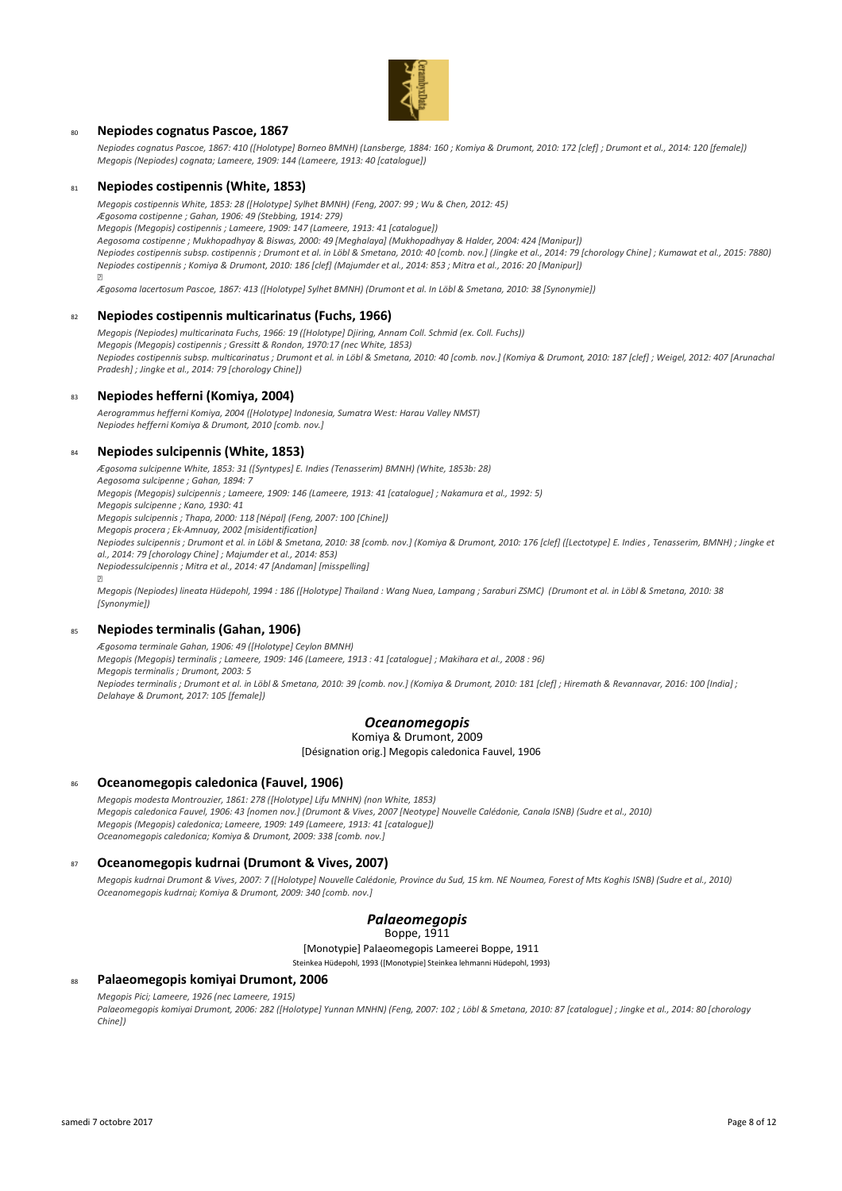80 **Nepiodes cognatus Pascoe, 1867**

*Nepiodes cognatus Pascoe, 1867: 410 ([Holotype] Borneo BMNH) (Lansberge, 1884: 160 ; Komiya & Drumont, 2010: 172 [clef] ; Drumont et al., 2014: 120 [female])*
*Megopis (Nepiodes) cognata; Lameere, 1909: 144 (Lameere, 1913: 40 [catalogue])*

81 **Nepiodes costipennis (White, 1853)**

*Megopis costipennis White, 1853: 28 ([Holotype] Sylhet BMNH) (Feng, 2007: 99 ; Wu & Chen, 2012: 45)*
*Ægosoma costipenne ; Gahan, 1906: 49 (Stebbing, 1914: 279)*
*Megopis (Megopis) costipennis ; Lameere, 1909: 147 (Lameere, 1913: 41 [catalogue])*
*Aegosoma costipenne ; Mukhopadhyay & Biswas, 2000: 49 [Meghalaya] (Mukhopadhyay & Halder, 2004: 424 [Manipur])*
*Nepiodes costipennis subsp. costipennis ; Drumont et al. in Löbl & Smetana, 2010: 40 [comb. nov.] (Jingke et al., 2014: 79 [chorology Chine] ; Kumawat et al., 2015: 7880)*
*Nepiodes costipennis ; Komiya & Drumont, 2010: 186 [clef] (Majumder et al., 2014: 853 ; Mitra et al., 2016: 20 [Manipur])*

*Ægosoma lacertosum Pascoe, 1867: 413 ([Holotype] Sylhet BMNH) (Drumont et al. In Löbl & Smetana, 2010: 38 [Synonymie])*

82 **Nepiodes costipennis multicarinatus (Fuchs, 1966)**

*Megopis (Nepiodes) multicarinata Fuchs, 1966: 19 ([Holotype] Djiring, Annam Coll. Schmid (ex. Coll. Fuchs))*
*Megopis (Megopis) costipennis ; Gressitt & Rondon, 1970:17 (nec White, 1853)*
*Nepiodes costipennis subsp. multicarinatus ; Drumont et al. in Löbl & Smetana, 2010: 40 [comb. nov.] (Komiya & Drumont, 2010: 187 [clef] ; Weigel, 2012: 407 [Arunachal Pradesh] ; Jingke et al., 2014: 79 [chorology Chine])*

83 **Nepiodes hefferni (Komiya, 2004)**

*Aerogrammus hefferni Komiya, 2004 ([Holotype] Indonesia, Sumatra West: Harau Valley NMST)*
*Nepiodes hefferni Komiya & Drumont, 2010 [comb. nov.]*

84 **Nepiodes sulcipennis (White, 1853)**

*Ægosoma sulcipenne White, 1853: 31 ([Syntypes] E. Indies (Tenasserim) BMNH) (White, 1853b: 28)*
*Aegosoma sulcipenne ; Gahan, 1894: 7*
*Megopis (Megopis) sulcipennis ; Lameere, 1909: 146 (Lameere, 1913: 41 [catalogue] ; Nakamura et al., 1992: 5)*
*Megopis sulcipenne ; Kano, 1930: 41*
*Megopis sulcipennis ; Thapa, 2000: 118 [Népal] (Feng, 2007: 100 [Chine])*
*Megopis procera ; Ek-Amnuay, 2002 [misidentification]*
*Nepiodes sulcipennis ; Drumont et al. in Löbl & Smetana, 2010: 38 [comb. nov.] (Komiya & Drumont, 2010: 176 [clef] ([Lectotype] E. Indies , Tenasserim, BMNH) ; Jingke et al., 2014: 79 [chorology Chine] ; Majumder et al., 2014: 853)*
*Nepiodessulcipennis ; Mitra et al., 2014: 47 [Andaman] [misspelling]*

*Megopis (Nepiodes) lineata Hüdepohl, 1994 : 186 ([Holotype] Thailand : Wang Nuea, Lampang ; Saraburi ZSMC) (Drumont et al. in Löbl & Smetana, 2010: 38 [Synonymie])*

85 **Nepiodes terminalis (Gahan, 1906)**

*Ægosoma terminale Gahan, 1906: 49 ([Holotype] Ceylon BMNH)*
*Megopis (Megopis) terminalis ; Lameere, 1909: 146 (Lameere, 1913 : 41 [catalogue] ; Makihara et al., 2008 : 96)*
*Megopis terminalis ; Drumont, 2003: 5*
*Nepiodes terminalis ; Drumont et al. in Löbl & Smetana, 2010: 39 [comb. nov.] (Komiya & Drumont, 2010: 181 [clef] ; Hiremath & Revannavar, 2016: 100 [India] ; Delahaye & Drumont, 2017: 105 [female])*

## *Oceanomegopis*

Komiya & Drumont, 2009

[Désignation orig.] Megopis caledonica Fauvel, 1906

86 **Oceanomegopis caledonica (Fauvel, 1906)**

*Megopis modesta Montrouzier, 1861: 278 ([Holotype] Lifu MNHN) (non White, 1853)*
*Megopis caledonica Fauvel, 1906: 43 [nomen nov.] (Drumont & Vives, 2007 [Neotype] Nouvelle Calédonie, Canala ISNB) (Sudre et al., 2010)*
*Megopis (Megopis) caledonica; Lameere, 1909: 149 (Lameere, 1913: 41 [catalogue])*
*Oceanomegopis caledonica; Komiya & Drumont, 2009: 338 [comb. nov.]*

87 **Oceanomegopis kudrnai (Drumont & Vives, 2007)**

*Megopis kudrnai Drumont & Vives, 2007: 7 ([Holotype] Nouvelle Calédonie, Province du Sud, 15 km. NE Noumea, Forest of Mts Koghis ISNB) (Sudre et al., 2010)*
*Oceanomegopis kudrnai; Komiya & Drumont, 2009: 340 [comb. nov.]*

## *Palaeomegopis*

Boppe, 1911

[Monotypie] Palaeomegopis Lameerei Boppe, 1911

Steinkea Hüdepohl, 1993 ([Monotypie] Steinkea lehmanni Hüdepohl, 1993)

88 **Palaeomegopis komiyai Drumont, 2006**

*Megopis Pici; Lameere, 1926 (nec Lameere, 1915)*
*Palaeomegopis komiyai Drumont, 2006: 282 ([Holotype] Yunnan MNHN) (Feng, 2007: 102 ; Löbl & Smetana, 2010: 87 [catalogue] ; Jingke et al., 2014: 80 [chorology Chine])*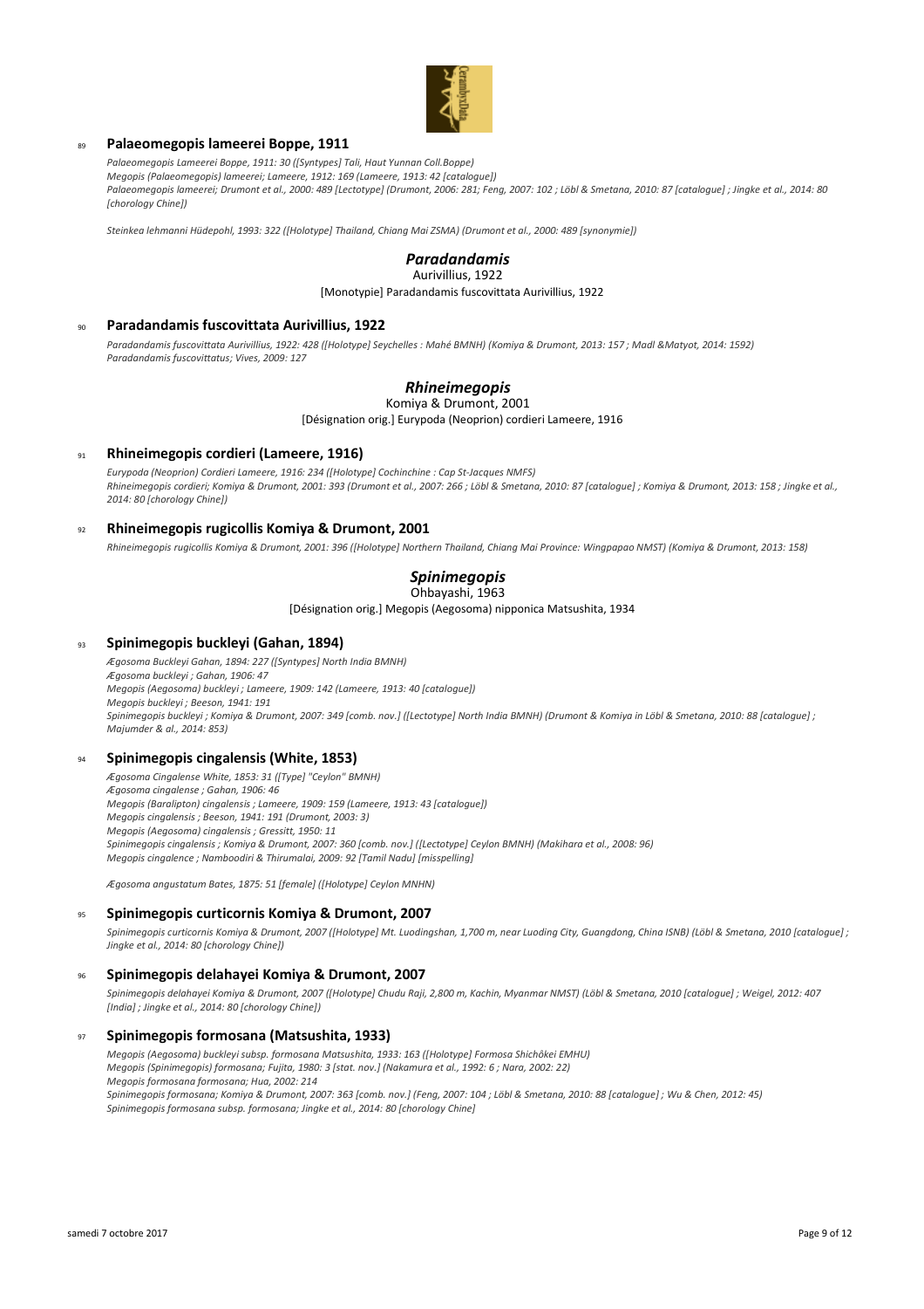89 **Palaeomegopis lameerei Boppe, 1911**

*Palaeomegopis Lameerei Boppe, 1911: 30 ([Syntypes] Tali, Haut Yunnan Coll.Boppe)*
*Megopis (Palaeomegopis) lameerei; Lameere, 1912: 169 (Lameere, 1913: 42 [catalogue])*
*Palaeomegopis lameerei; Drumont et al., 2000: 489 [Lectotype] (Drumont, 2006: 281; Feng, 2007: 102 ; Löbl & Smetana, 2010: 87 [catalogue] ; Jingke et al., 2014: 80 [chorology Chine])*

*Steinkea lehmanni Hüdepohl, 1993: 322 ([Holotype] Thailand, Chiang Mai ZSMA) (Drumont et al., 2000: 489 [synonymie])*

## *Paradandamis*

Aurivillius, 1922

[Monotypie] Paradandamis fuscovittata Aurivillius, 1922

90 **Paradandamis fuscovittata Aurivillius, 1922**

*Paradandamis fuscovittata Aurivillius, 1922: 428 ([Holotype] Seychelles : Mahé BMNH) (Komiya & Drumont, 2013: 157 ; Madl &Matyot, 2014: 1592)*
*Paradandamis fuscovittatus; Vives, 2009: 127*

## *Rhineimegopis*

Komiya & Drumont, 2001

[Désignation orig.] Eurypoda (Neoprion) cordieri Lameere, 1916

91 **Rhineimegopis cordieri (Lameere, 1916)**

*Eurypoda (Neoprion) Cordieri Lameere, 1916: 234 ([Holotype] Cochinchine : Cap St-Jacques NMFS)*
*Rhineimegopis cordieri; Komiya & Drumont, 2001: 393 (Drumont et al., 2007: 266 ; Löbl & Smetana, 2010: 87 [catalogue] ; Komiya & Drumont, 2013: 158 ; Jingke et al., 2014: 80 [chorology Chine])*

92 **Rhineimegopis rugicollis Komiya & Drumont, 2001**

*Rhineimegopis rugicollis Komiya & Drumont, 2001: 396 ([Holotype] Northern Thailand, Chiang Mai Province: Wingpapao NMST) (Komiya & Drumont, 2013: 158)*

## *Spinimegopis*

Ohbayashi, 1963

[Désignation orig.] Megopis (Aegosoma) nipponica Matsushita, 1934

93 **Spinimegopis buckleyi (Gahan, 1894)**

*Ægosoma Buckleyi Gahan, 1894: 227 ([Syntypes] North India BMNH)*
*Ægosoma buckleyi ; Gahan, 1906: 47*
*Megopis (Aegosoma) buckleyi ; Lameere, 1909: 142 (Lameere, 1913: 40 [catalogue])*
*Megopis buckleyi ; Beeson, 1941: 191*
*Spinimegopis buckleyi ; Komiya & Drumont, 2007: 349 [comb. nov.] ([Lectotype] North India BMNH) (Drumont & Komiya in Löbl & Smetana, 2010: 88 [catalogue] ; Majumder & al., 2014: 853)*

94 **Spinimegopis cingalensis (White, 1853)**

*Ægosoma Cingalense White, 1853: 31 ([Type] "Ceylon" BMNH)*
*Ægosoma cingalense ; Gahan, 1906: 46*
*Megopis (Baralipton) cingalensis ; Lameere, 1909: 159 (Lameere, 1913: 43 [catalogue])*
*Megopis cingalensis ; Beeson, 1941: 191 (Drumont, 2003: 3)*
*Megopis (Aegosoma) cingalensis ; Gressitt, 1950: 11*
*Spinimegopis cingalensis ; Komiya & Drumont, 2007: 360 [comb. nov.] ([Lectotype] Ceylon BMNH) (Makihara et al., 2008: 96)*
*Megopis cingalence ; Namboodiri & Thirumalai, 2009: 92 [Tamil Nadu] [misspelling]*

*Ægosoma angustatum Bates, 1875: 51 [female] ([Holotype] Ceylon MNHN)*

95 **Spinimegopis curticornis Komiya & Drumont, 2007**

*Spinimegopis curticornis Komiya & Drumont, 2007 ([Holotype] Mt. Luodingshan, 1,700 m, near Luoding City, Guangdong, China ISNB) (Löbl & Smetana, 2010 [catalogue] ; Jingke et al., 2014: 80 [chorology Chine])*

96 **Spinimegopis delahayei Komiya & Drumont, 2007**

*Spinimegopis delahayei Komiya & Drumont, 2007 ([Holotype] Chudu Raji, 2,800 m, Kachin, Myanmar NMST) (Löbl & Smetana, 2010 [catalogue] ; Weigel, 2012: 407 [India] ; Jingke et al., 2014: 80 [chorology Chine])*

97 **Spinimegopis formosana (Matsushita, 1933)**

*Megopis (Aegosoma) buckleyi subsp. formosana Matsushita, 1933: 163 ([Holotype] Formosa Shichôkei EMHU)*
*Megopis (Spinimegopis) formosana; Fujita, 1980: 3 [stat. nov.] (Nakamura et al., 1992: 6 ; Nara, 2002: 22)*
*Megopis formosana formosana; Hua, 2002: 214*
*Spinimegopis formosana; Komiya & Drumont, 2007: 363 [comb. nov.] (Feng, 2007: 104 ; Löbl & Smetana, 2010: 88 [catalogue] ; Wu & Chen, 2012: 45)*
*Spinimegopis formosana subsp. formosana; Jingke et al., 2014: 80 [chorology Chine]*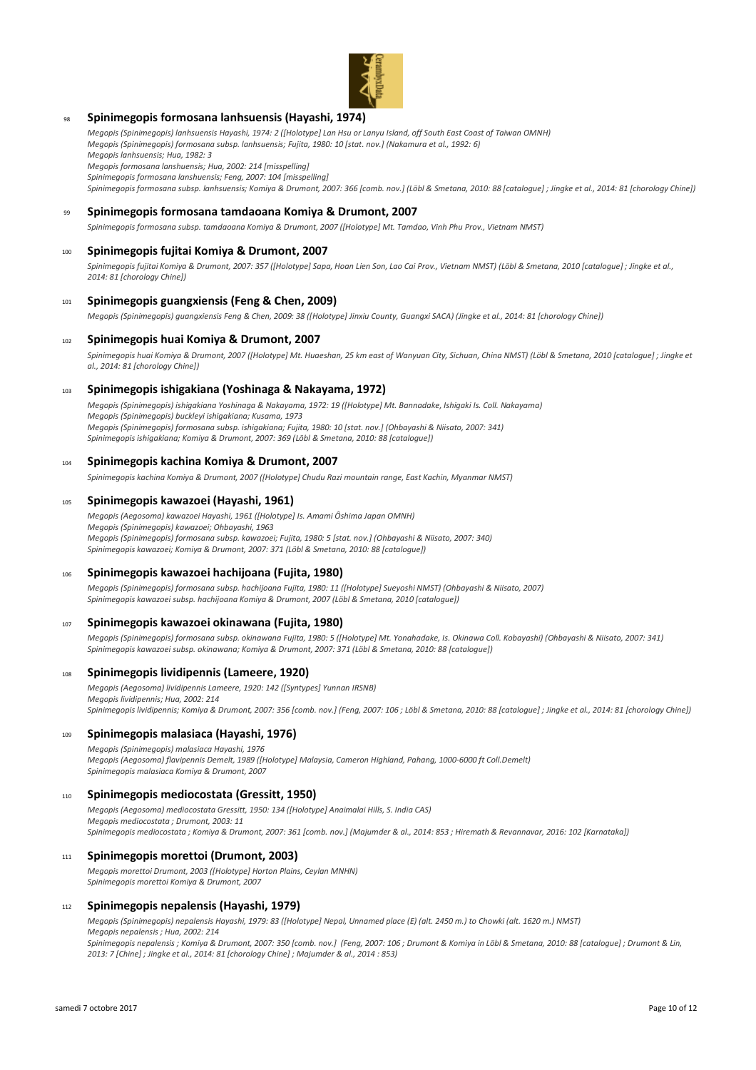### 98 **Spinimegopis formosana lanhsuensis (Hayashi, 1974)**

*Megopis (Spinimegopis) lanhsuensis Hayashi, 1974: 2 ([Holotype] Lan Hsu or Lanyu Island, off South East Coast of Taiwan OMNH)*
*Megopis (Spinimegopis) formosana subsp. lanhsuensis; Fujita, 1980: 10 [stat. nov.] (Nakamura et al., 1992: 6)*
*Megopis lanhsuensis; Hua, 1982: 3*
*Megopis formosana lanshuensis; Hua, 2002: 214 [misspelling]*
*Spinimegopis formosana lanshuensis; Feng, 2007: 104 [misspelling]*
*Spinimegopis formosana subsp. lanhsuensis; Komiya & Drumont, 2007: 366 [comb. nov.] (Löbl & Smetana, 2010: 88 [catalogue] ; Jingke et al., 2014: 81 [chorology Chine])*

### 99 **Spinimegopis formosana tamdaoana Komiya & Drumont, 2007**

*Spinimegopis formosana subsp. tamdaoana Komiya & Drumont, 2007 ([Holotype] Mt. Tamdao, Vinh Phu Prov., Vietnam NMST)*

### 100 **Spinimegopis fujitai Komiya & Drumont, 2007**

*Spinimegopis fujitai Komiya & Drumont, 2007: 357 ([Holotype] Sapa, Hoan Lien Son, Lao Cai Prov., Vietnam NMST) (Löbl & Smetana, 2010 [catalogue] ; Jingke et al., 2014: 81 [chorology Chine])*

### 101 **Spinimegopis guangxiensis (Feng & Chen, 2009)**

*Megopis (Spinimegopis) guangxiensis Feng & Chen, 2009: 38 ([Holotype] Jinxiu County, Guangxi SACA) (Jingke et al., 2014: 81 [chorology Chine])*

### 102 **Spinimegopis huai Komiya & Drumont, 2007**

*Spinimegopis huai Komiya & Drumont, 2007 ([Holotype] Mt. Huaeshan, 25 km east of Wanyuan City, Sichuan, China NMST) (Löbl & Smetana, 2010 [catalogue] ; Jingke et al., 2014: 81 [chorology Chine])*

### 103 **Spinimegopis ishigakiana (Yoshinaga & Nakayama, 1972)**

*Megopis (Spinimegopis) ishigakiana Yoshinaga & Nakayama, 1972: 19 ([Holotype] Mt. Bannadake, Ishigaki Is. Coll. Nakayama)*
*Megopis (Spinimegopis) buckleyi ishigakiana; Kusama, 1973*
*Megopis (Spinimegopis) formosana subsp. ishigakiana; Fujita, 1980: 10 [stat. nov.] (Ohbayashi & Niisato, 2007: 341)*
*Spinimegopis ishigakiana; Komiya & Drumont, 2007: 369 (Löbl & Smetana, 2010: 88 [catalogue])*

### 104 **Spinimegopis kachina Komiya & Drumont, 2007**

*Spinimegopis kachina Komiya & Drumont, 2007 ([Holotype] Chudu Razi mountain range, East Kachin, Myanmar NMST)*

### 105 **Spinimegopis kawazoei (Hayashi, 1961)**

*Megopis (Aegosoma) kawazoei Hayashi, 1961 ([Holotype] Is. Amami Ôshima Japan OMNH)*
*Megopis (Spinimegopis) kawazoei; Ohbayashi, 1963*
*Megopis (Spinimegopis) formosana subsp. kawazoei; Fujita, 1980: 5 [stat. nov.] (Ohbayashi & Niisato, 2007: 340)*
*Spinimegopis kawazoei; Komiya & Drumont, 2007: 371 (Löbl & Smetana, 2010: 88 [catalogue])*

### 106 **Spinimegopis kawazoei hachijoana (Fujita, 1980)**

*Megopis (Spinimegopis) formosana subsp. hachijoana Fujita, 1980: 11 ([Holotype] Sueyoshi NMST) (Ohbayashi & Niisato, 2007)*
*Spinimegopis kawazoei subsp. hachijoana Komiya & Drumont, 2007 (Löbl & Smetana, 2010 [catalogue])*

### 107 **Spinimegopis kawazoei okinawana (Fujita, 1980)**

*Megopis (Spinimegopis) formosana subsp. okinawana Fujita, 1980: 5 ([Holotype] Mt. Yonahadake, Is. Okinawa Coll. Kobayashi) (Ohbayashi & Niisato, 2007: 341)*
*Spinimegopis kawazoei subsp. okinawana; Komiya & Drumont, 2007: 371 (Löbl & Smetana, 2010: 88 [catalogue])*

### 108 **Spinimegopis lividipennis (Lameere, 1920)**

*Megopis (Aegosoma) lividipennis Lameere, 1920: 142 ([Syntypes] Yunnan IRSNB)*
*Megopis lividipennis; Hua, 2002: 214*
*Spinimegopis lividipennis; Komiya & Drumont, 2007: 356 [comb. nov.] (Feng, 2007: 106 ; Löbl & Smetana, 2010: 88 [catalogue] ; Jingke et al., 2014: 81 [chorology Chine])*

### 109 **Spinimegopis malasiaca (Hayashi, 1976)**

*Megopis (Spinimegopis) malasiaca Hayashi, 1976*
*Megopis (Aegosoma) flavipennis Demelt, 1989 ([Holotype] Malaysia, Cameron Highland, Pahang, 1000-6000 ft Coll.Demelt)*
*Spinimegopis malasiaca Komiya & Drumont, 2007*

### 110 **Spinimegopis mediocostata (Gressitt, 1950)**

*Megopis (Aegosoma) mediocostata Gressitt, 1950: 134 ([Holotype] Anaimalai Hills, S. India CAS)*
*Megopis mediocostata ; Drumont, 2003: 11*
*Spinimegopis mediocostata ; Komiya & Drumont, 2007: 361 [comb. nov.] (Majumder & al., 2014: 853 ; Hiremath & Revannavar, 2016: 102 [Karnataka])*

### 111 **Spinimegopis morettoi (Drumont, 2003)**

*Megopis morettoi Drumont, 2003 ([Holotype] Horton Plains, Ceylan MNHN)*
*Spinimegopis morettoi Komiya & Drumont, 2007*

### 112 **Spinimegopis nepalensis (Hayashi, 1979)**

*Megopis (Spinimegopis) nepalensis Hayashi, 1979: 83 ([Holotype] Nepal, Unnamed place (E) (alt. 2450 m.) to Chowki (alt. 1620 m.) NMST)*
*Megopis nepalensis ; Hua, 2002: 214*
*Spinimegopis nepalensis ; Komiya & Drumont, 2007: 350 [comb. nov.] (Feng, 2007: 106 ; Drumont & Komiya in Löbl & Smetana, 2010: 88 [catalogue] ; Drumont & Lin, 2013: 7 [Chine] ; Jingke et al., 2014: 81 [chorology Chine] ; Majumder & al., 2014 : 853)*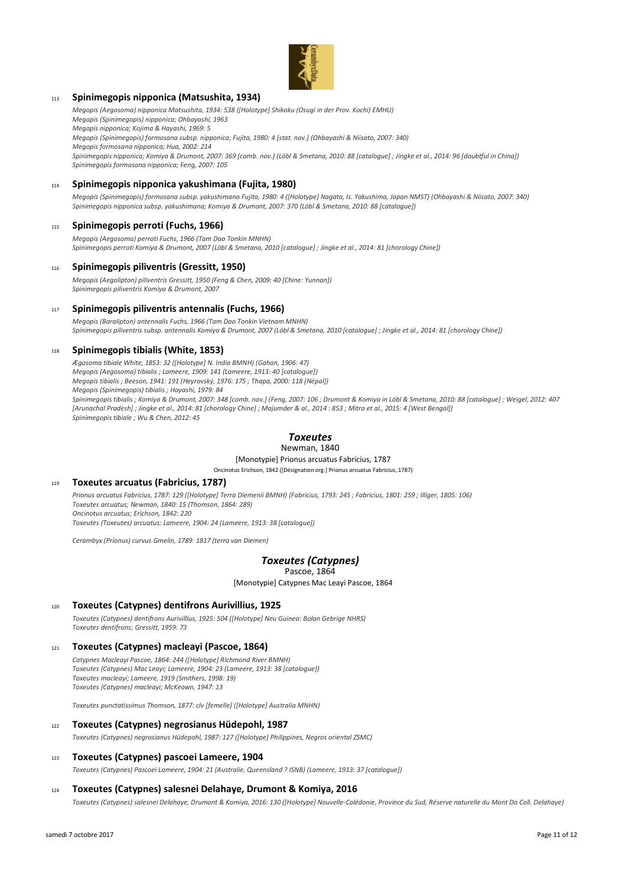### 113 Spinimegopis nipponica (Matsushita, 1934)

*Megopis (Aegosoma) nipponica Matsushita, 1934: 538 ([Holotype] Shikoku (Osugi in der Prov. Kochi) EMHU)*
*Megopis (Spinimegopis) nipponica; Ohbayashi, 1963*
*Megopis nipponica; Kojima & Hayashi, 1969: 5*
*Megopis (Spinimegopis) formosana subsp. nipponica; Fujita, 1980: 4 [stat. nov.] (Ohbayashi & Niisato, 2007: 340)*
*Megopis formosana nipponica; Hua, 2002: 214*
*Spinimegopis nipponica; Komiya & Drumont, 2007: 369 [comb. nov.] (Löbl & Smetana, 2010: 88 [catalogue] ; Jingke et al., 2014: 96 [doubtful in China])*
*Spinimegopis formosana nipponica; Feng, 2007: 105*

### 114 Spinimegopis nipponica yakushimana (Fujita, 1980)

*Megopis (Spinimegopis) formosana subsp. yakushimana Fujita, 1980: 4 ([Holotype] Nagata, Is. Yakushima, Japan NMST) (Ohbayashi & Niisato, 2007: 340)*
*Spinimegopis nipponica subsp. yakushimana; Komiya & Drumont, 2007: 370 (Löbl & Smetana, 2010: 88 [catalogue])*

### 115 Spinimegopis perroti (Fuchs, 1966)

*Megopis (Aegosoma) perroti Fuchs, 1966 (Tam Dao Tonkin MNHN)*
*Spinimegopis perroti Komiya & Drumont, 2007 (Löbl & Smetana, 2010 [catalogue] ; Jingke et al., 2014: 81 [chorology Chine])*

### 116 Spinimegopis piliventris (Gressitt, 1950)

*Megopis (Aegolipton) piliventris Gressitt, 1950 (Feng & Chen, 2009: 40 [Chine: Yunnan])*
*Spinimegopis piliventris Komiya & Drumont, 2007*

### 117 Spinimegopis piliventris antennalis (Fuchs, 1966)

*Megopis (Baralipton) antennalis Fuchs, 1966 (Tam Dao Tonkin Vietnam MNHN)*
*Spinimegopis piliventris subsp. antennalis Komiya & Drumont, 2007 (Löbl & Smetana, 2010 [catalogue] ; Jingke et al., 2014: 81 [chorology Chine])*

### 118 Spinimegopis tibialis (White, 1853)

*Ægosoma tibiale White, 1853: 32 ([Holotype] N. India BMNH) (Gahan, 1906: 47)*
*Megopis (Aegosoma) tibialis ; Lameere, 1909: 141 (Lameere, 1913: 40 [catalogue])*
*Megopis tibialis ; Beeson, 1941: 191 (Heyrovský, 1976: 175 ; Thapa, 2000: 118 [Népal])*
*Megopis (Spinimegopis) tibialis ; Hayashi, 1979: 84*
*Spinimegopis tibialis ; Komiya & Drumont, 2007: 348 [comb. nov.] (Feng, 2007: 106 ; Drumont & Komiya in Löbl & Smetana, 2010: 88 [catalogue] ; Weigel, 2012: 407 [Arunachal Pradesh] ; Jingke et al., 2014: 81 [chorology Chine] ; Majumder & al., 2014 : 853 ; Mitra et al., 2015: 4 [West Bengal])*
*Spinimegopis tibiale ; Wu & Chen, 2012: 45*

## *Toxeutes*

Newman, 1840

[Monotypie] Prionus arcuatus Fabricius, 1787

Oncinotus Erichson, 1842 ([Désignation org.] Prionus arcuatus Fabricius, 1787)

### 119 Toxeutes arcuatus (Fabricius, 1787)

*Prionus arcuatus Fabricius, 1787: 129 ([Holotype] Terra Diemenii BMNH) (Fabricius, 1793: 245 ; Fabricius, 1801: 259 ; Illiger, 1805: 106)*
*Toxeutes arcuatus; Newman, 1840: 15 (Thomson, 1864: 289)*
*Oncinotus arcuatus; Erichson, 1842: 220*
*Toxeutes (Toxeutes) arcuatus; Lameere, 1904: 24 (Lameere, 1913: 38 [catalogue])*

*Cerambyx (Prionus) curvus Gmelin, 1789: 1817 (terra van Diemen)*

## *Toxeutes (Catypnes)*

Pascoe, 1864

[Monotypie] Catypnes Mac Leayi Pascoe, 1864

### 120 Toxeutes (Catypnes) dentifrons Aurivillius, 1925

*Toxeutes (Catypnes) dentifrons Aurivillius, 1925: 504 ([Holotype] Neu Guinea: Bolan Gebrige NHRS)*
*Toxeutes dentifrons; Gressitt, 1959: 73*

### 121 Toxeutes (Catypnes) macleayi (Pascoe, 1864)

*Catypnes Macleayi Pascoe, 1864: 244 ([Holotype] Richmond River BMNH)*
*Toxeutes (Catypnes) Mac Leayi; Lameere, 1904: 23 (Lameere, 1913: 38 [catalogue])*
*Toxeutes macleayi; Lameere, 1919 (Smithers, 1998: 19)*
*Toxeutes (Catypnes) macleayi; McKeown, 1947: 13*

*Toxeutes punctatissimus Thomson, 1877: clv [femelle] ([Holotype] Australia MNHN)*

### 122 Toxeutes (Catypnes) negrosianus Hüdepohl, 1987

*Toxeutes (Catypnes) negrosianus Hüdepohl, 1987: 127 ([Holotype] Philippines, Negros oriental ZSMC)*

### 123 Toxeutes (Catypnes) pascoei Lameere, 1904

*Toxeutes (Catypnes) Pascoei Lameere, 1904: 21 (Australie, Queensland ? ISNB) (Lameere, 1913: 37 [catalogue])*

### 124 Toxeutes (Catypnes) salesnei Delahaye, Drumont & Komiya, 2016

*Toxeutes (Catypnes) salesnei Delahaye, Drumont & Komiya, 2016: 130 ([Holotype] Nouvelle-Calédonie, Province du Sud, Réserve naturelle du Mont Do Coll. Delahaye)*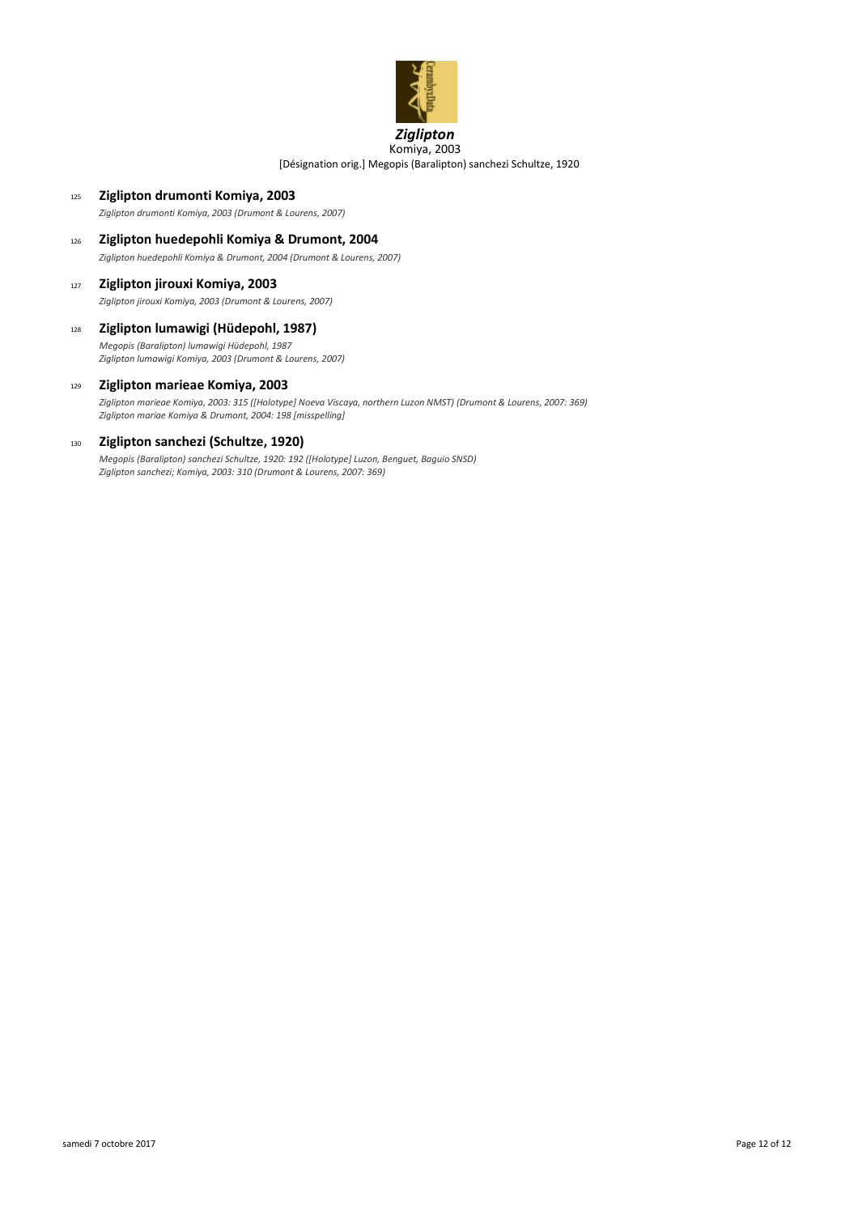# *Ziglipton*

Komiya, 2003

[Désignation orig.] Megopis (Baralipton) sanchezi Schultze, 1920

125 **Ziglipton drumonti Komiya, 2003**

*Ziglipton drumonti Komiya, 2003 (Drumont & Lourens, 2007)*

126 **Ziglipton huedepohli Komiya & Drumont, 2004**

*Ziglipton huedepohli Komiya & Drumont, 2004 (Drumont & Lourens, 2007)*

127 **Ziglipton jirouxi Komiya, 2003**

*Ziglipton jirouxi Komiya, 2003 (Drumont & Lourens, 2007)*

128 **Ziglipton lumawigi (Hüdepohl, 1987)**

*Megopis (Baralipton) lumawigi Hüdepohl, 1987*
*Ziglipton lumawigi Komiya, 2003 (Drumont & Lourens, 2007)*

129 **Ziglipton marieae Komiya, 2003**

*Ziglipton marieae Komiya, 2003: 315 ([Holotype] Noeva Viscaya, northern Luzon NMST) (Drumont & Lourens, 2007: 369)*
*Ziglipton mariae Komiya & Drumont, 2004: 198 [misspelling]*

130 **Ziglipton sanchezi (Schultze, 1920)**

*Megopis (Baralipton) sanchezi Schultze, 1920: 192 ([Holotype] Luzon, Benguet, Baguio SNSD)*
*Ziglipton sanchezi; Komiya, 2003: 310 (Drumont & Lourens, 2007: 369)*

samedi 7 octobre 2017